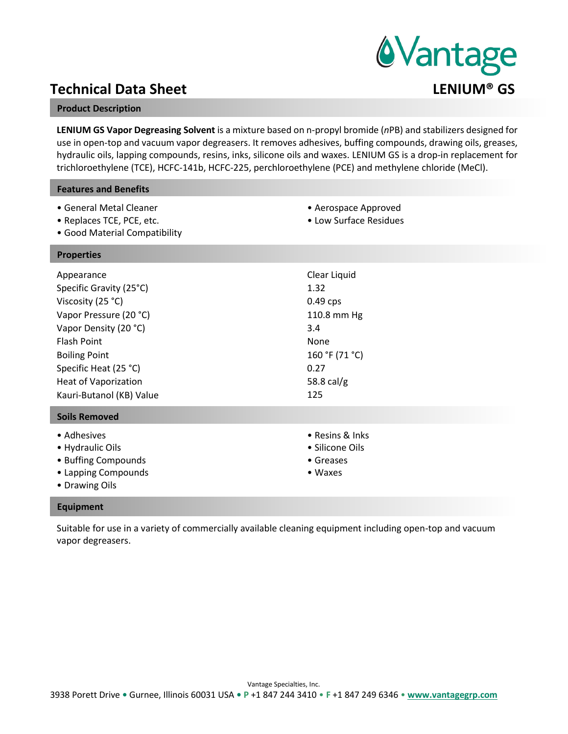# Technical Data Sheet

# LENIUM® GS

## Product Description

**LENIUM GS Vapor Degreasing Solvent** is a mixture based on n-propyl bromide (*n*PB) and stabilizers designed for use in open-top and vacuum vapor degreasers. It removes adhesives, buffing compounds, drawing oils, greases, hydraulic oils, lapping compounds, resins, inks, silicone oils and waxes. LENIUM GS is a drop-in replacement for trichloroethylene (TCE), HCFC-141b, HCFC-225, perchloroethylene (PCE) and methylene chloride (MeCl).

## Features and Benefits

- General Metal Cleaner
- Replaces TCE, PCE, etc.
- Good Material Compatibility
- Aerospace Approved
- Low Surface Residues

## Properties

| | |
|---|---|
| Appearance | Clear Liquid |
| Specific Gravity (25°C) | 1.32 |
| Viscosity (25 °C) | 0.49 cps |
| Vapor Pressure (20 °C) | 110.8 mm Hg |
| Vapor Density (20 °C) | 3.4 |
| Flash Point | None |
| Boiling Point | 160 °F (71 °C) |
| Specific Heat (25 °C) | 0.27 |
| Heat of Vaporization | 58.8 cal/g |
| Kauri-Butanol (KB) Value | 125 |

## Soils Removed

- Adhesives
- Hydraulic Oils
- Buffing Compounds
- Lapping Compounds
- Drawing Oils
- Resins & Inks
- Silicone Oils
- Greases
- Waxes

## Equipment

Suitable for use in a variety of commercially available cleaning equipment including open-top and vacuum vapor degreasers.

Vantage Specialties, Inc.
3938 Porett Drive • Gurnee, Illinois 60031 USA • P +1 847 244 3410 • F +1 847 249 6346 • www.vantagegrp.com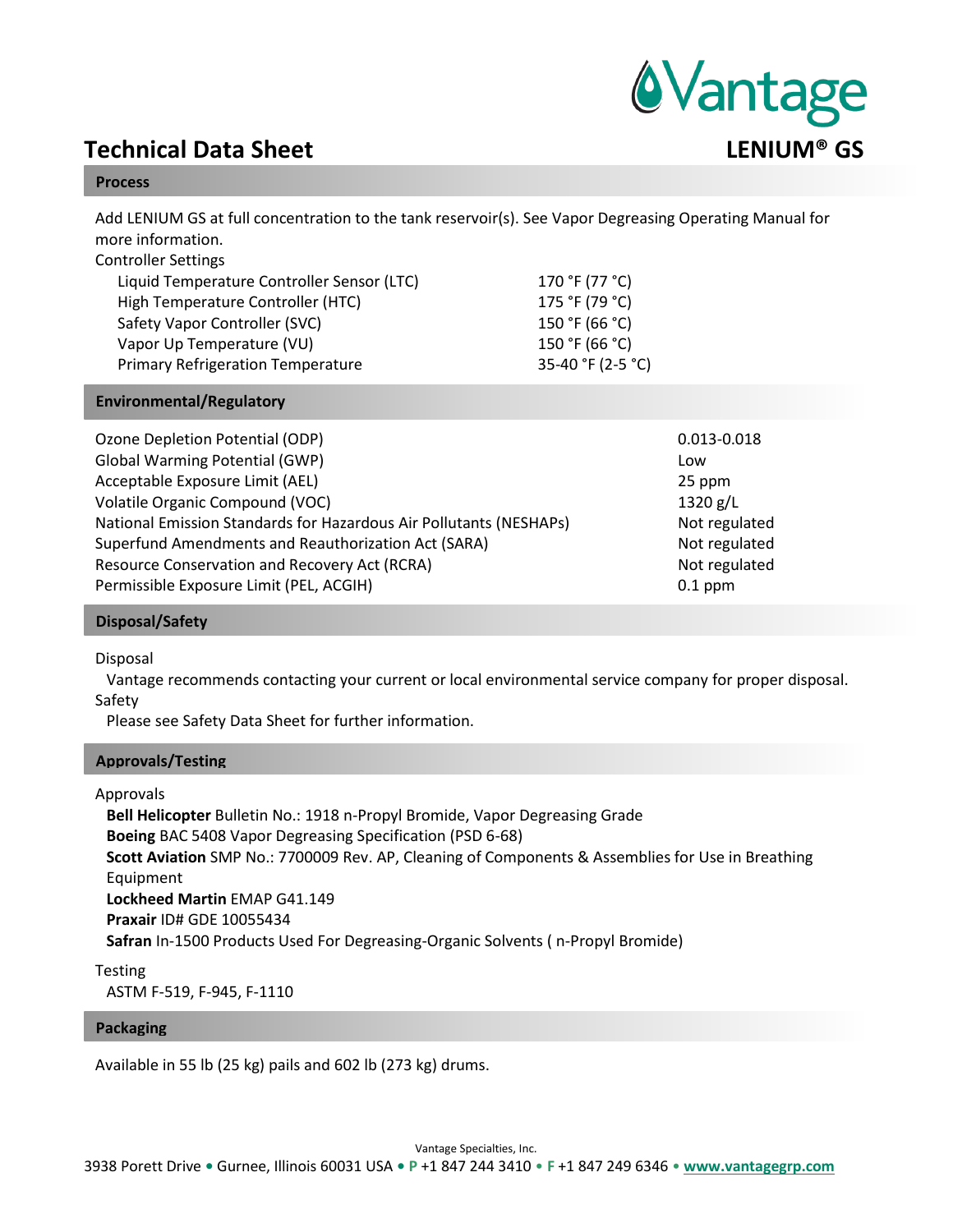# Technical Data Sheet

**LENIUM® GS**

## Process

Add LENIUM GS at full concentration to the tank reservoir(s). See Vapor Degreasing Operating Manual for more information.

Controller Settings

| | |
|---|---|
| Liquid Temperature Controller Sensor (LTC) | 170 °F (77 °C) |
| High Temperature Controller (HTC) | 175 °F (79 °C) |
| Safety Vapor Controller (SVC) | 150 °F (66 °C) |
| Vapor Up Temperature (VU) | 150 °F (66 °C) |
| Primary Refrigeration Temperature | 35-40 °F (2-5 °C) |

## Environmental/Regulatory

| | |
|---|---|
| Ozone Depletion Potential (ODP) | 0.013-0.018 |
| Global Warming Potential (GWP) | Low |
| Acceptable Exposure Limit (AEL) | 25 ppm |
| Volatile Organic Compound (VOC) | 1320 g/L |
| National Emission Standards for Hazardous Air Pollutants (NESHAPs) | Not regulated |
| Superfund Amendments and Reauthorization Act (SARA) | Not regulated |
| Resource Conservation and Recovery Act (RCRA) | Not regulated |
| Permissible Exposure Limit (PEL, ACGIH) | 0.1 ppm |

## Disposal/Safety

Disposal

Vantage recommends contacting your current or local environmental service company for proper disposal.

Safety

Please see Safety Data Sheet for further information.

## Approvals/Testing

Approvals

**Bell Helicopter** Bulletin No.: 1918 n-Propyl Bromide, Vapor Degreasing Grade
**Boeing** BAC 5408 Vapor Degreasing Specification (PSD 6-68)
**Scott Aviation** SMP No.: 7700009 Rev. AP, Cleaning of Components & Assemblies for Use in Breathing Equipment
**Lockheed Martin** EMAP G41.149
**Praxair** ID# GDE 10055434
**Safran** In-1500 Products Used For Degreasing-Organic Solvents ( n-Propyl Bromide)

Testing

ASTM F-519, F-945, F-1110

## Packaging

Available in 55 lb (25 kg) pails and 602 lb (273 kg) drums.

Vantage Specialties, Inc.
3938 Porett Drive • Gurnee, Illinois 60031 USA • P +1 847 244 3410 • F +1 847 249 6346 • www.vantagegrp.com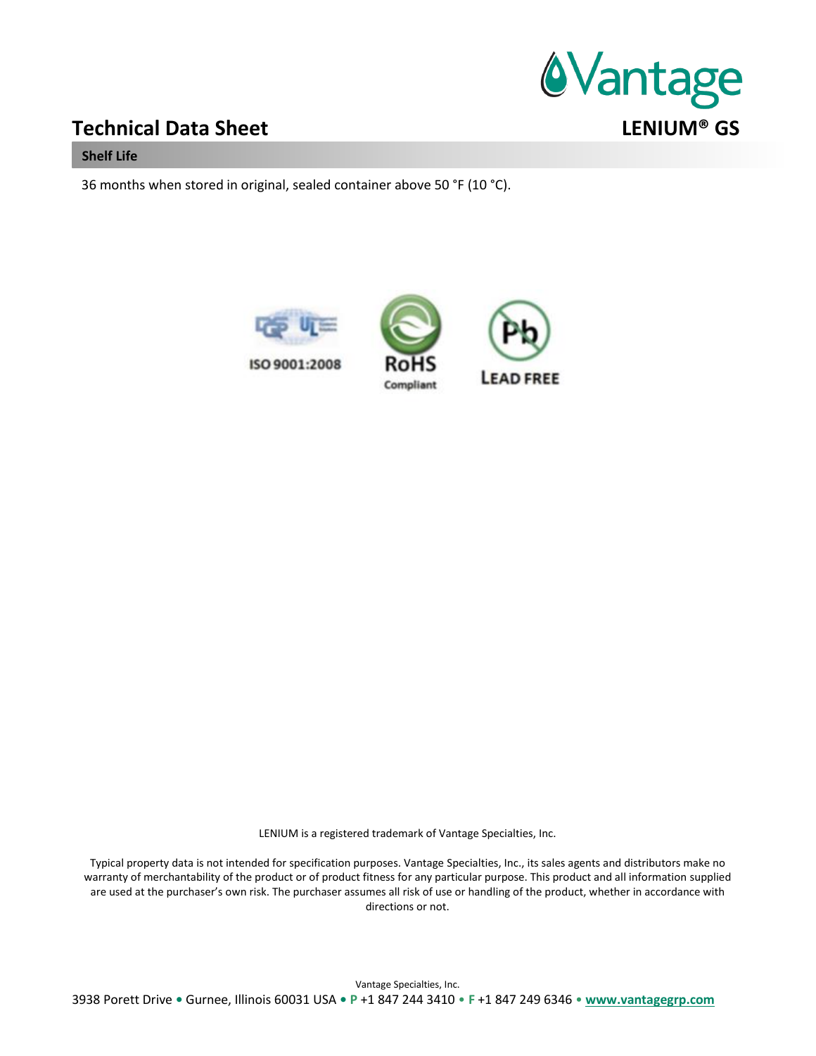## Shelf Life

36 months when stored in original, sealed container above 50 °F (10 °C).

ISO 9001:2008

RoHS Compliant

LEAD FREE

LENIUM is a registered trademark of Vantage Specialties, Inc.

Typical property data is not intended for specification purposes. Vantage Specialties, Inc., its sales agents and distributors make no warranty of merchantability of the product or of product fitness for any particular purpose. This product and all information supplied are used at the purchaser's own risk. The purchaser assumes all risk of use or handling of the product, whether in accordance with directions or not.